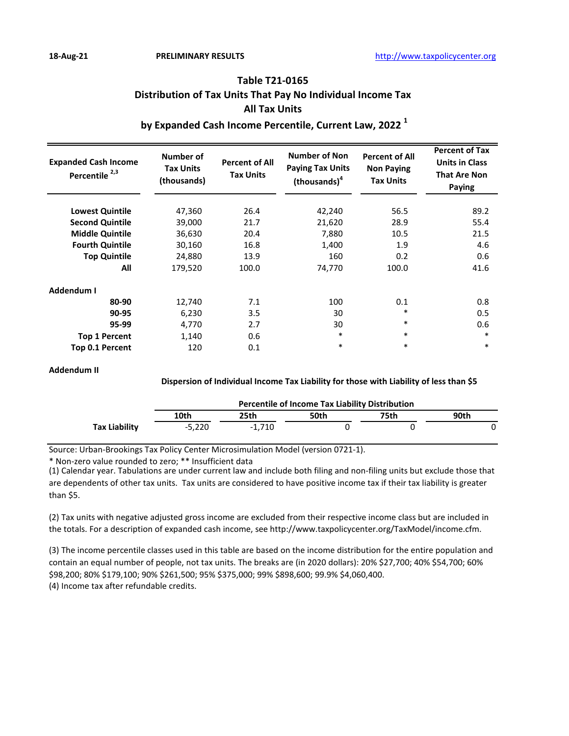18-Aug-21 PRELIMINARY RESULTS http://www.taxpolicycenter.org

# Table T21-0165
## Distribution of Tax Units That Pay No Individual Income Tax
## All Tax Units
## by Expanded Cash Income Percentile, Current Law, 2022 [1]

| Expanded Cash Income Percentile [2,3] | Number of Tax Units (thousands) | Percent of All Tax Units | Number of Non Paying Tax Units (thousands)[4] | Percent of All Non Paying Tax Units | Percent of Tax Units in Class That Are Non Paying |
|---|---|---|---|---|---|
| **Lowest Quintile** | 47,360 | 26.4 | 42,240 | 56.5 | 89.2 |
| **Second Quintile** | 39,000 | 21.7 | 21,620 | 28.9 | 55.4 |
| **Middle Quintile** | 36,630 | 20.4 | 7,880 | 10.5 | 21.5 |
| **Fourth Quintile** | 30,160 | 16.8 | 1,400 | 1.9 | 4.6 |
| **Top Quintile** | 24,880 | 13.9 | 160 | 0.2 | 0.6 |
| **All** | 179,520 | 100.0 | 74,770 | 100.0 | 41.6 |
| **Addendum I** | | | | | |
| **80-90** | 12,740 | 7.1 | 100 | 0.1 | 0.8 |
| **90-95** | 6,230 | 3.5 | 30 | * | 0.5 |
| **95-99** | 4,770 | 2.7 | 30 | * | 0.6 |
| **Top 1 Percent** | 1,140 | 0.6 | * | * | * |
| **Top 0.1 Percent** | 120 | 0.1 | * | * | * |

**Addendum II**

**Dispersion of Individual Income Tax Liability for those with Liability of less than $5**

| | Percentile of Income Tax Liability Distribution | | | | |
|---|---|---|---|---|---|
| | **10th** | **25th** | **50th** | **75th** | **90th** |
| **Tax Liability** | -5,220 | -1,710 | 0 | 0 | 0 |

Source: Urban-Brookings Tax Policy Center Microsimulation Model (version 0721-1).

* Non-zero value rounded to zero; ** Insufficient data

(1) Calendar year. Tabulations are under current law and include both filing and non-filing units but exclude those that are dependents of other tax units. Tax units are considered to have positive income tax if their tax liability is greater than $5.

(2) Tax units with negative adjusted gross income are excluded from their respective income class but are included in the totals. For a description of expanded cash income, see http://www.taxpolicycenter.org/TaxModel/income.cfm.

(3) The income percentile classes used in this table are based on the income distribution for the entire population and contain an equal number of people, not tax units. The breaks are (in 2020 dollars): 20% $27,700; 40% $54,700; 60% $98,200; 80% $179,100; 90% $261,500; 95% $375,000; 99% $898,600; 99.9% $4,060,400.

(4) Income tax after refundable credits.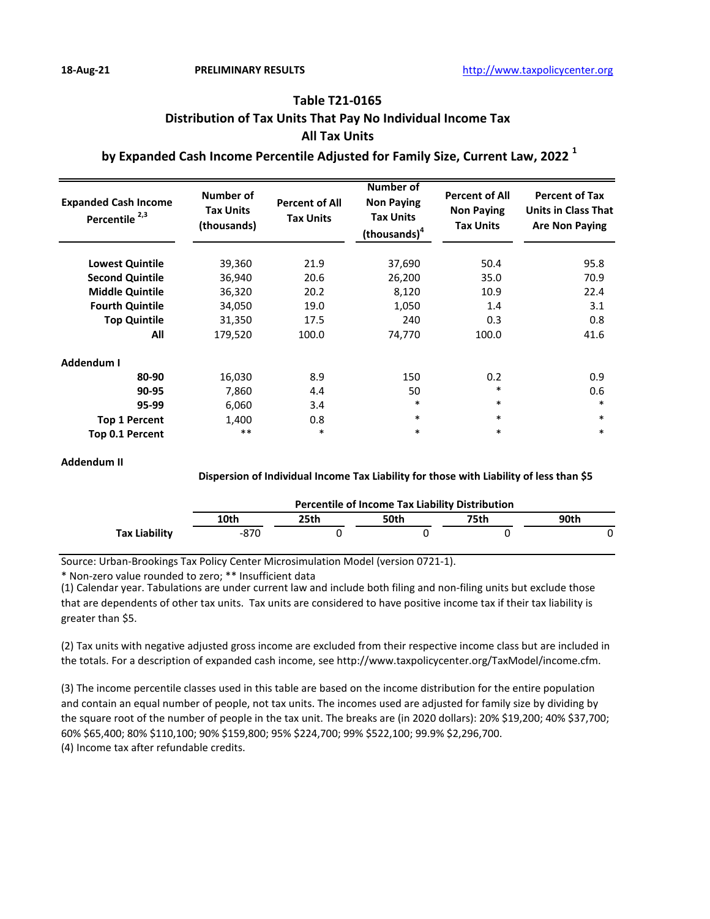18-Aug-21 **PRELIMINARY RESULTS** http://www.taxpolicycenter.org

# Table T21-0165
## Distribution of Tax Units That Pay No Individual Income Tax
## All Tax Units
## by Expanded Cash Income Percentile Adjusted for Family Size, Current Law, 2022 [1]

| Expanded Cash Income Percentile [2,3] | Number of Tax Units (thousands) | Percent of All Tax Units | Number of Non Paying Tax Units (thousands)[4] | Percent of All Non Paying Tax Units | Percent of Tax Units in Class That Are Non Paying |
|---|---|---|---|---|---|
| Lowest Quintile | 39,360 | 21.9 | 37,690 | 50.4 | 95.8 |
| Second Quintile | 36,940 | 20.6 | 26,200 | 35.0 | 70.9 |
| Middle Quintile | 36,320 | 20.2 | 8,120 | 10.9 | 22.4 |
| Fourth Quintile | 34,050 | 19.0 | 1,050 | 1.4 | 3.1 |
| Top Quintile | 31,350 | 17.5 | 240 | 0.3 | 0.8 |
| All | 179,520 | 100.0 | 74,770 | 100.0 | 41.6 |
| **Addendum I** | | | | | |
| 80-90 | 16,030 | 8.9 | 150 | 0.2 | 0.9 |
| 90-95 | 7,860 | 4.4 | 50 | * | 0.6 |
| 95-99 | 6,060 | 3.4 | * | * | * |
| Top 1 Percent | 1,400 | 0.8 | * | * | * |
| Top 0.1 Percent | ** | * | * | * | * |

**Addendum II**

**Dispersion of Individual Income Tax Liability for those with Liability of less than $5**

| | Percentile of Income Tax Liability Distribution | | | | |
|---|---|---|---|---|---|
| | 10th | 25th | 50th | 75th | 90th |
| Tax Liability | -870 | 0 | 0 | 0 | 0 |

Source: Urban-Brookings Tax Policy Center Microsimulation Model (version 0721-1).

* Non-zero value rounded to zero; ** Insufficient data

(1) Calendar year. Tabulations are under current law and include both filing and non-filing units but exclude those that are dependents of other tax units. Tax units are considered to have positive income tax if their tax liability is greater than $5.

(2) Tax units with negative adjusted gross income are excluded from their respective income class but are included in the totals. For a description of expanded cash income, see http://www.taxpolicycenter.org/TaxModel/income.cfm.

(3) The income percentile classes used in this table are based on the income distribution for the entire population and contain an equal number of people, not tax units. The incomes used are adjusted for family size by dividing by the square root of the number of people in the tax unit. The breaks are (in 2020 dollars): 20% $19,200; 40% $37,700; 60% $65,400; 80% $110,100; 90% $159,800; 95% $224,700; 99% $522,100; 99.9% $2,296,700.

(4) Income tax after refundable credits.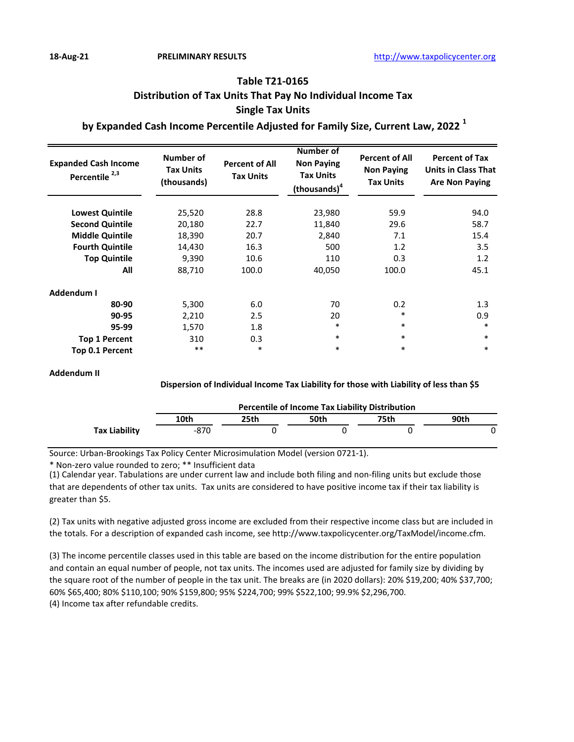18-Aug-21 **PRELIMINARY RESULTS** http://www.taxpolicycenter.org

# Table T21-0165
## Distribution of Tax Units That Pay No Individual Income Tax
## Single Tax Units
## by Expanded Cash Income Percentile Adjusted for Family Size, Current Law, 2022 [1]

| Expanded Cash Income Percentile [2,3] | Number of Tax Units (thousands) | Percent of All Tax Units | Number of Non Paying Tax Units (thousands)[4] | Percent of All Non Paying Tax Units | Percent of Tax Units in Class That Are Non Paying |
|---|---|---|---|---|---|
| **Lowest Quintile** | 25,520 | 28.8 | 23,980 | 59.9 | 94.0 |
| **Second Quintile** | 20,180 | 22.7 | 11,840 | 29.6 | 58.7 |
| **Middle Quintile** | 18,390 | 20.7 | 2,840 | 7.1 | 15.4 |
| **Fourth Quintile** | 14,430 | 16.3 | 500 | 1.2 | 3.5 |
| **Top Quintile** | 9,390 | 10.6 | 110 | 0.3 | 1.2 |
| **All** | 88,710 | 100.0 | 40,050 | 100.0 | 45.1 |
| **Addendum I** | | | | | |
| **80-90** | 5,300 | 6.0 | 70 | 0.2 | 1.3 |
| **90-95** | 2,210 | 2.5 | 20 | * | 0.9 |
| **95-99** | 1,570 | 1.8 | * | * | * |
| **Top 1 Percent** | 310 | 0.3 | * | * | * |
| **Top 0.1 Percent** | ** | * | * | * | * |

**Addendum II**

**Dispersion of Individual Income Tax Liability for those with Liability of less than $5**

| | Percentile of Income Tax Liability Distribution | | | | |
|---|---|---|---|---|---|
| | **10th** | **25th** | **50th** | **75th** | **90th** |
| **Tax Liability** | -870 | 0 | 0 | 0 | 0 |

Source: Urban-Brookings Tax Policy Center Microsimulation Model (version 0721-1).

* Non-zero value rounded to zero; ** Insufficient data

(1) Calendar year. Tabulations are under current law and include both filing and non-filing units but exclude those that are dependents of other tax units. Tax units are considered to have positive income tax if their tax liability is greater than $5.

(2) Tax units with negative adjusted gross income are excluded from their respective income class but are included in the totals. For a description of expanded cash income, see http://www.taxpolicycenter.org/TaxModel/income.cfm.

(3) The income percentile classes used in this table are based on the income distribution for the entire population and contain an equal number of people, not tax units. The incomes used are adjusted for family size by dividing by the square root of the number of people in the tax unit. The breaks are (in 2020 dollars): 20% $19,200; 40% $37,700; 60% $65,400; 80% $110,100; 90% $159,800; 95% $224,700; 99% $522,100; 99.9% $2,296,700.

(4) Income tax after refundable credits.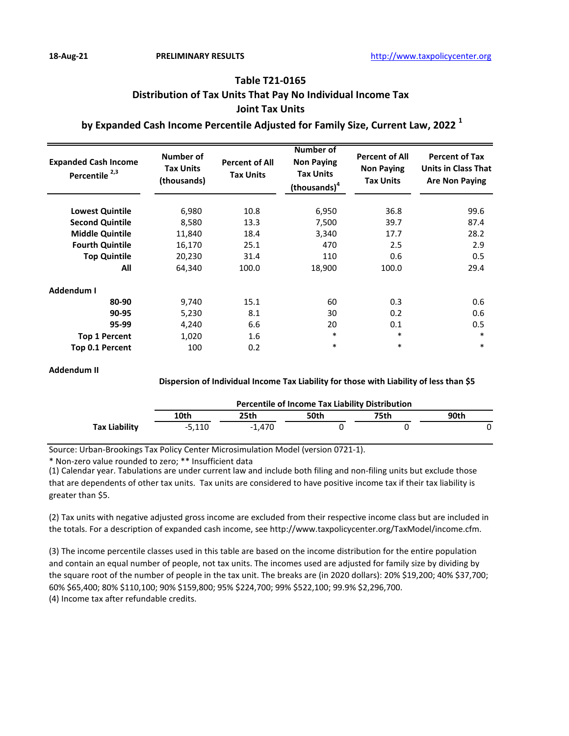18-Aug-21 **PRELIMINARY RESULTS** http://www.taxpolicycenter.org

## Table T21-0165
## Distribution of Tax Units That Pay No Individual Income Tax
## Joint Tax Units
## by Expanded Cash Income Percentile Adjusted for Family Size, Current Law, 2022 [1]

| Expanded Cash Income Percentile [2,3] | Number of Tax Units (thousands) | Percent of All Tax Units | Number of Non Paying Tax Units (thousands)[4] | Percent of All Non Paying Tax Units | Percent of Tax Units in Class That Are Non Paying |
|---|---|---|---|---|---|
| **Lowest Quintile** | 6,980 | 10.8 | 6,950 | 36.8 | 99.6 |
| **Second Quintile** | 8,580 | 13.3 | 7,500 | 39.7 | 87.4 |
| **Middle Quintile** | 11,840 | 18.4 | 3,340 | 17.7 | 28.2 |
| **Fourth Quintile** | 16,170 | 25.1 | 470 | 2.5 | 2.9 |
| **Top Quintile** | 20,230 | 31.4 | 110 | 0.6 | 0.5 |
| **All** | 64,340 | 100.0 | 18,900 | 100.0 | 29.4 |
| **Addendum I** | | | | | |
| **80-90** | 9,740 | 15.1 | 60 | 0.3 | 0.6 |
| **90-95** | 5,230 | 8.1 | 30 | 0.2 | 0.6 |
| **95-99** | 4,240 | 6.6 | 20 | 0.1 | 0.5 |
| **Top 1 Percent** | 1,020 | 1.6 | * | * | * |
| **Top 0.1 Percent** | 100 | 0.2 | * | * | * |

**Addendum II**

**Dispersion of Individual Income Tax Liability for those with Liability of less than $5**

| | Percentile of Income Tax Liability Distribution | | | | |
|---|---|---|---|---|---|
| | **10th** | **25th** | **50th** | **75th** | **90th** |
| **Tax Liability** | -5,110 | -1,470 | 0 | 0 | 0 |

Source: Urban-Brookings Tax Policy Center Microsimulation Model (version 0721-1).

* Non-zero value rounded to zero; ** Insufficient data

(1) Calendar year. Tabulations are under current law and include both filing and non-filing units but exclude those that are dependents of other tax units. Tax units are considered to have positive income tax if their tax liability is greater than $5.

(2) Tax units with negative adjusted gross income are excluded from their respective income class but are included in the totals. For a description of expanded cash income, see http://www.taxpolicycenter.org/TaxModel/income.cfm.

(3) The income percentile classes used in this table are based on the income distribution for the entire population and contain an equal number of people, not tax units. The incomes used are adjusted for family size by dividing by the square root of the number of people in the tax unit. The breaks are (in 2020 dollars): 20% $19,200; 40% $37,700; 60% $65,400; 80% $110,100; 90% $159,800; 95% $224,700; 99% $522,100; 99.9% $2,296,700.

(4) Income tax after refundable credits.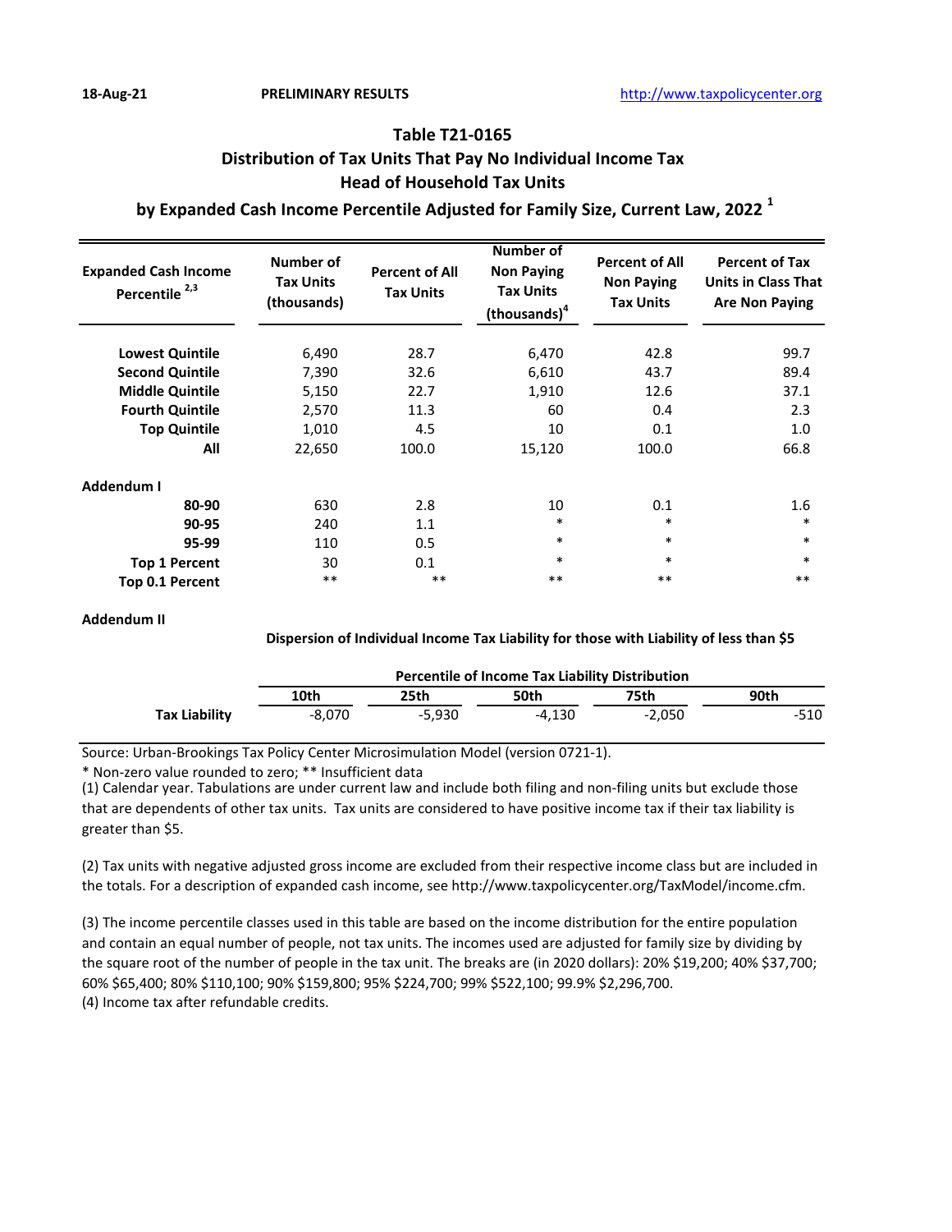18-Aug-21 PRELIMINARY RESULTS http://www.taxpolicycenter.org

## Table T21-0165
## Distribution of Tax Units That Pay No Individual Income Tax
## Head of Household Tax Units
## by Expanded Cash Income Percentile Adjusted for Family Size, Current Law, 2022 [1]

| Expanded Cash Income Percentile [2,3] | Number of Tax Units (thousands) | Percent of All Tax Units | Number of Non Paying Tax Units (thousands)[4] | Percent of All Non Paying Tax Units | Percent of Tax Units in Class That Are Non Paying |
|---|---|---|---|---|---|
| **Lowest Quintile** | 6,490 | 28.7 | 6,470 | 42.8 | 99.7 |
| **Second Quintile** | 7,390 | 32.6 | 6,610 | 43.7 | 89.4 |
| **Middle Quintile** | 5,150 | 22.7 | 1,910 | 12.6 | 37.1 |
| **Fourth Quintile** | 2,570 | 11.3 | 60 | 0.4 | 2.3 |
| **Top Quintile** | 1,010 | 4.5 | 10 | 0.1 | 1.0 |
| **All** | 22,650 | 100.0 | 15,120 | 100.0 | 66.8 |
| **Addendum I** | | | | | |
| **80-90** | 630 | 2.8 | 10 | 0.1 | 1.6 |
| **90-95** | 240 | 1.1 | * | * | * |
| **95-99** | 110 | 0.5 | * | * | * |
| **Top 1 Percent** | 30 | 0.1 | * | * | * |
| **Top 0.1 Percent** | ** | ** | ** | ** | ** |

**Addendum II**

**Dispersion of Individual Income Tax Liability for those with Liability of less than $5**

| | Percentile of Income Tax Liability Distribution | | | | |
|---|---|---|---|---|---|
| | **10th** | **25th** | **50th** | **75th** | **90th** |
| **Tax Liability** | -8,070 | -5,930 | -4,130 | -2,050 | -510 |

Source: Urban-Brookings Tax Policy Center Microsimulation Model (version 0721-1).

* Non-zero value rounded to zero; ** Insufficient data

(1) Calendar year. Tabulations are under current law and include both filing and non-filing units but exclude those that are dependents of other tax units. Tax units are considered to have positive income tax if their tax liability is greater than $5.

(2) Tax units with negative adjusted gross income are excluded from their respective income class but are included in the totals. For a description of expanded cash income, see http://www.taxpolicycenter.org/TaxModel/income.cfm.

(3) The income percentile classes used in this table are based on the income distribution for the entire population and contain an equal number of people, not tax units. The incomes used are adjusted for family size by dividing by the square root of the number of people in the tax unit. The breaks are (in 2020 dollars): 20% $19,200; 40% $37,700; 60% $65,400; 80% $110,100; 90% $159,800; 95% $224,700; 99% $522,100; 99.9% $2,296,700.

(4) Income tax after refundable credits.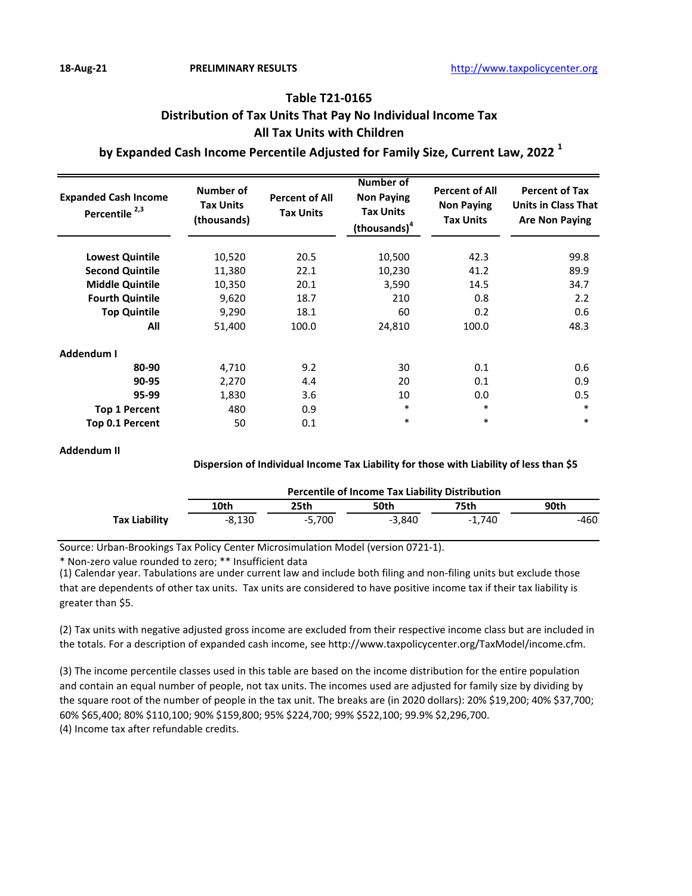18-Aug-21 **PRELIMINARY RESULTS** http://www.taxpolicycenter.org

## Table T21-0165
## Distribution of Tax Units That Pay No Individual Income Tax
## All Tax Units with Children
## by Expanded Cash Income Percentile Adjusted for Family Size, Current Law, 2022 [1]

| Expanded Cash Income Percentile [2,3] | Number of Tax Units (thousands) | Percent of All Tax Units | Number of Non Paying Tax Units (thousands)[4] | Percent of All Non Paying Tax Units | Percent of Tax Units in Class That Are Non Paying |
|---|---|---|---|---|---|
| **Lowest Quintile** | 10,520 | 20.5 | 10,500 | 42.3 | 99.8 |
| **Second Quintile** | 11,380 | 22.1 | 10,230 | 41.2 | 89.9 |
| **Middle Quintile** | 10,350 | 20.1 | 3,590 | 14.5 | 34.7 |
| **Fourth Quintile** | 9,620 | 18.7 | 210 | 0.8 | 2.2 |
| **Top Quintile** | 9,290 | 18.1 | 60 | 0.2 | 0.6 |
| **All** | 51,400 | 100.0 | 24,810 | 100.0 | 48.3 |
| **Addendum I** | | | | | |
| **80-90** | 4,710 | 9.2 | 30 | 0.1 | 0.6 |
| **90-95** | 2,270 | 4.4 | 20 | 0.1 | 0.9 |
| **95-99** | 1,830 | 3.6 | 10 | 0.0 | 0.5 |
| **Top 1 Percent** | 480 | 0.9 | * | * | * |
| **Top 0.1 Percent** | 50 | 0.1 | * | * | * |

**Addendum II**

**Dispersion of Individual Income Tax Liability for those with Liability of less than $5**

| | Percentile of Income Tax Liability Distribution | | | | |
|---|---|---|---|---|---|
| | **10th** | **25th** | **50th** | **75th** | **90th** |
| **Tax Liability** | -8,130 | -5,700 | -3,840 | -1,740 | -460 |

Source: Urban-Brookings Tax Policy Center Microsimulation Model (version 0721-1).

* Non-zero value rounded to zero; ** Insufficient data

(1) Calendar year. Tabulations are under current law and include both filing and non-filing units but exclude those that are dependents of other tax units. Tax units are considered to have positive income tax if their tax liability is greater than $5.

(2) Tax units with negative adjusted gross income are excluded from their respective income class but are included in the totals. For a description of expanded cash income, see http://www.taxpolicycenter.org/TaxModel/income.cfm.

(3) The income percentile classes used in this table are based on the income distribution for the entire population and contain an equal number of people, not tax units. The incomes used are adjusted for family size by dividing by the square root of the number of people in the tax unit. The breaks are (in 2020 dollars): 20% $19,200; 40% $37,700; 60% $65,400; 80% $110,100; 90% $159,800; 95% $224,700; 99% $522,100; 99.9% $2,296,700.

(4) Income tax after refundable credits.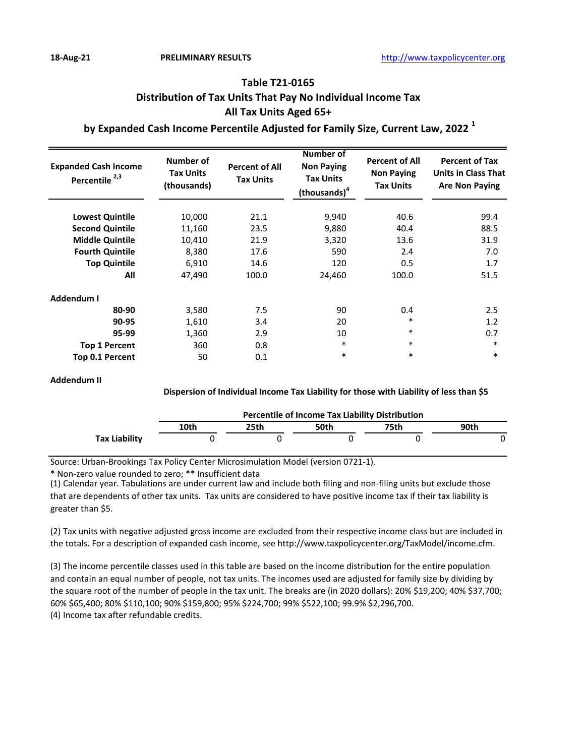18-Aug-21 **PRELIMINARY RESULTS** http://www.taxpolicycenter.org

## Table T21-0165
## Distribution of Tax Units That Pay No Individual Income Tax
## All Tax Units Aged 65+
## by Expanded Cash Income Percentile Adjusted for Family Size, Current Law, 2022 [1]

| Expanded Cash Income Percentile [2,3] | Number of Tax Units (thousands) | Percent of All Tax Units | Number of Non Paying Tax Units (thousands)[4] | Percent of All Non Paying Tax Units | Percent of Tax Units in Class That Are Non Paying |
|---|---|---|---|---|---|
| Lowest Quintile | 10,000 | 21.1 | 9,940 | 40.6 | 99.4 |
| Second Quintile | 11,160 | 23.5 | 9,880 | 40.4 | 88.5 |
| Middle Quintile | 10,410 | 21.9 | 3,320 | 13.6 | 31.9 |
| Fourth Quintile | 8,380 | 17.6 | 590 | 2.4 | 7.0 |
| Top Quintile | 6,910 | 14.6 | 120 | 0.5 | 1.7 |
| All | 47,490 | 100.0 | 24,460 | 100.0 | 51.5 |
| **Addendum I** | | | | | |
| 80-90 | 3,580 | 7.5 | 90 | 0.4 | 2.5 |
| 90-95 | 1,610 | 3.4 | 20 | * | 1.2 |
| 95-99 | 1,360 | 2.9 | 10 | * | 0.7 |
| Top 1 Percent | 360 | 0.8 | * | * | * |
| Top 0.1 Percent | 50 | 0.1 | * | * | * |

**Addendum II**

**Dispersion of Individual Income Tax Liability for those with Liability of less than $5**

| | Percentile of Income Tax Liability Distribution | | | | |
|---|---|---|---|---|---|
| | 10th | 25th | 50th | 75th | 90th |
| Tax Liability | 0 | 0 | 0 | 0 | 0 |

Source: Urban-Brookings Tax Policy Center Microsimulation Model (version 0721-1).

* Non-zero value rounded to zero; ** Insufficient data

(1) Calendar year. Tabulations are under current law and include both filing and non-filing units but exclude those that are dependents of other tax units. Tax units are considered to have positive income tax if their tax liability is greater than $5.

(2) Tax units with negative adjusted gross income are excluded from their respective income class but are included in the totals. For a description of expanded cash income, see http://www.taxpolicycenter.org/TaxModel/income.cfm.

(3) The income percentile classes used in this table are based on the income distribution for the entire population and contain an equal number of people, not tax units. The incomes used are adjusted for family size by dividing by the square root of the number of people in the tax unit. The breaks are (in 2020 dollars): 20% $19,200; 40% $37,700; 60% $65,400; 80% $110,100; 90% $159,800; 95% $224,700; 99% $522,100; 99.9% $2,296,700.

(4) Income tax after refundable credits.